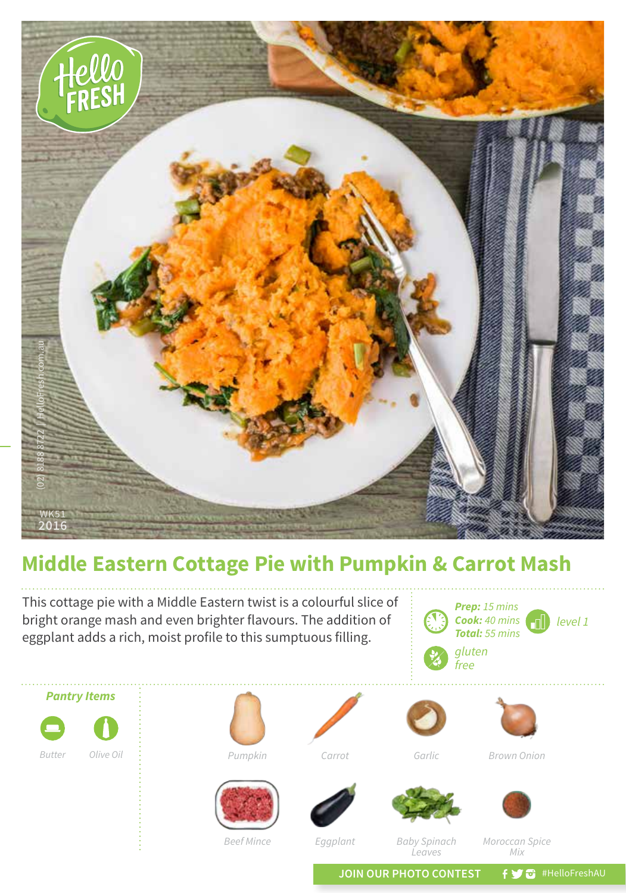WK51
2016

# Middle Eastern Cottage Pie with Pumpkin & Carrot Mash

This cottage pie with a Middle Eastern twist is a colourful slice of bright orange mash and even brighter flavours. The addition of eggplant adds a rich, moist profile to this sumptuous filling.

***Prep:*** *15 mins*
***Cook:*** *40 mins*
***Total:*** *55 mins*

*level 1*

*gluten free*

### *Pantry Items*

*Butter*
*Olive Oil*

*Pumpkin*
*Carrot*
*Garlic*
*Brown Onion*
*Beef Mince*
*Eggplant*
*Baby Spinach Leaves*
*Moroccan Spice Mix*

JOIN OUR PHOTO CONTEST #HelloFreshAU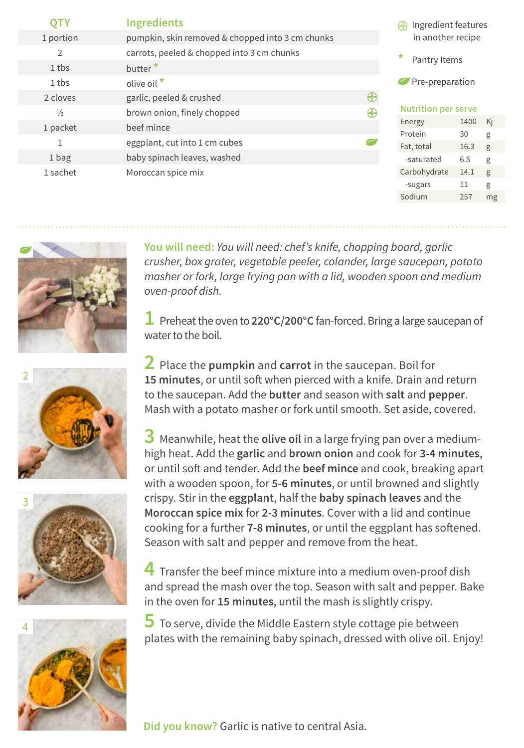| QTY | Ingredients | |
|---|---|---|
| 1 portion | pumpkin, skin removed & chopped into 3 cm chunks | |
| 2 | carrots, peeled & chopped into 3 cm chunks | |
| 1 tbs | butter * | |
| 1 tbs | olive oil * | |
| 2 cloves | garlic, peeled & crushed | ⊕ |
| ½ | brown onion, finely chopped | ⊕ |
| 1 packet | beef mince | |
| 1 | eggplant, cut into 1 cm cubes | Pre-preparation |
| 1 bag | baby spinach leaves, washed | |
| 1 sachet | Moroccan spice mix | |

⊕ Ingredient features in another recipe

\* Pantry Items

Pre-preparation

**Nutrition per serve**

| | | |
|---|---|---|
| Energy | 1400 | Kj |
| Protein | 30 | g |
| Fat, total | 16.3 | g |
| -saturated | 6.5 | g |
| Carbohydrate | 14.1 | g |
| -sugars | 11 | g |
| Sodium | 257 | mg |

**You will need:** *You will need: chef's knife, chopping board, garlic crusher, box grater, vegetable peeler, colander, large saucepan, potato masher or fork, large frying pan with a lid, wooden spoon and medium oven-proof dish.*

**1** Preheat the oven to **220°C/200°C** fan-forced. Bring a large saucepan of water to the boil.

**2** Place the **pumpkin** and **carrot** in the saucepan. Boil for **15 minutes**, or until soft when pierced with a knife. Drain and return to the saucepan. Add the **butter** and season with **salt** and **pepper**. Mash with a potato masher or fork until smooth. Set aside, covered.

**3** Meanwhile, heat the **olive oil** in a large frying pan over a medium-high heat. Add the **garlic** and **brown onion** and cook for **3-4 minutes**, or until soft and tender. Add the **beef mince** and cook, breaking apart with a wooden spoon, for **5-6 minutes**, or until browned and slightly crispy. Stir in the **eggplant**, half the **baby spinach leaves** and the **Moroccan spice mix** for **2-3 minutes**. Cover with a lid and continue cooking for a further **7-8 minutes**, or until the eggplant has softened. Season with salt and pepper and remove from the heat.

**4** Transfer the beef mince mixture into a medium oven-proof dish and spread the mash over the top. Season with salt and pepper. Bake in the oven for **15 minutes**, until the mash is slightly crispy.

**5** To serve, divide the Middle Eastern style cottage pie between plates with the remaining baby spinach, dressed with olive oil. Enjoy!

**Did you know?** Garlic is native to central Asia.